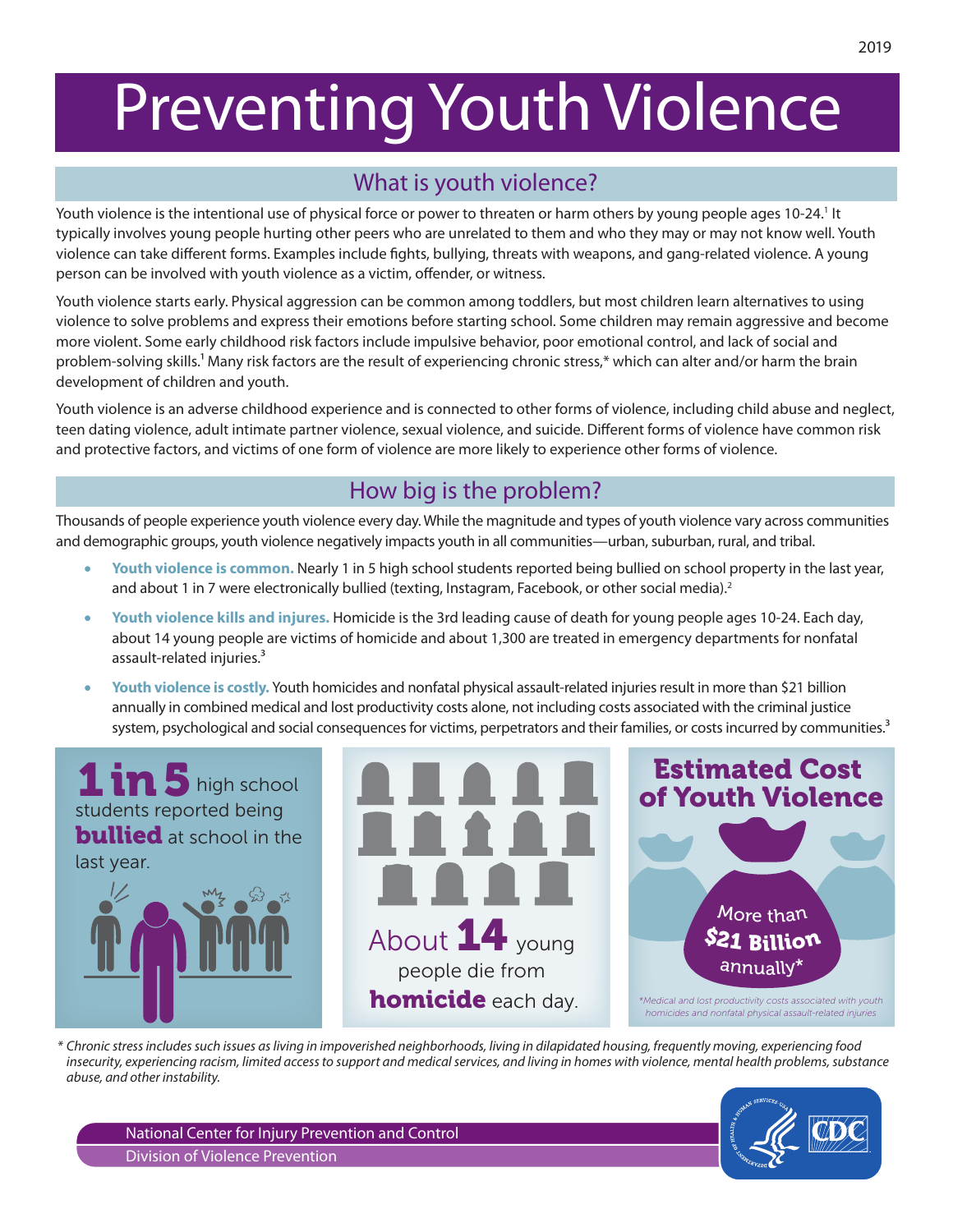2019

# Preventing Youth Violence

## What is youth violence?

Youth violence is the intentional use of physical force or power to threaten or harm others by young people ages 10-24.[1] It typically involves young people hurting other peers who are unrelated to them and who they may or may not know well. Youth violence can take different forms. Examples include fights, bullying, threats with weapons, and gang-related violence. A young person can be involved with youth violence as a victim, offender, or witness.

Youth violence starts early. Physical aggression can be common among toddlers, but most children learn alternatives to using violence to solve problems and express their emotions before starting school. Some children may remain aggressive and become more violent. Some early childhood risk factors include impulsive behavior, poor emotional control, and lack of social and problem-solving skills.[1] Many risk factors are the result of experiencing chronic stress,* which can alter and/or harm the brain development of children and youth.

Youth violence is an adverse childhood experience and is connected to other forms of violence, including child abuse and neglect, teen dating violence, adult intimate partner violence, sexual violence, and suicide. Different forms of violence have common risk and protective factors, and victims of one form of violence are more likely to experience other forms of violence.

## How big is the problem?

Thousands of people experience youth violence every day. While the magnitude and types of youth violence vary across communities and demographic groups, youth violence negatively impacts youth in all communities—urban, suburban, rural, and tribal.

- **Youth violence is common.** Nearly 1 in 5 high school students reported being bullied on school property in the last year, and about 1 in 7 were electronically bullied (texting, Instagram, Facebook, or other social media).[2]
- **Youth violence kills and injures.** Homicide is the 3rd leading cause of death for young people ages 10-24. Each day, about 14 young people are victims of homicide and about 1,300 are treated in emergency departments for nonfatal assault-related injuries.[3]
- **Youth violence is costly.** Youth homicides and nonfatal physical assault-related injuries result in more than $21 billion annually in combined medical and lost productivity costs alone, not including costs associated with the criminal justice system, psychological and social consequences for victims, perpetrators and their families, or costs incurred by communities.[3]

**1 in 5** high school students reported being **bullied** at school in the last year.

About **14** young people die from **homicide** each day.

**Estimated Cost of Youth Violence**

More than **$21 Billion** annually*

*Medical and lost productivity costs associated with youth homicides and nonfatal physical assault-related injuries*

*\* Chronic stress includes such issues as living in impoverished neighborhoods, living in dilapidated housing, frequently moving, experiencing food insecurity, experiencing racism, limited access to support and medical services, and living in homes with violence, mental health problems, substance abuse, and other instability.*

National Center for Injury Prevention and Control
Division of Violence Prevention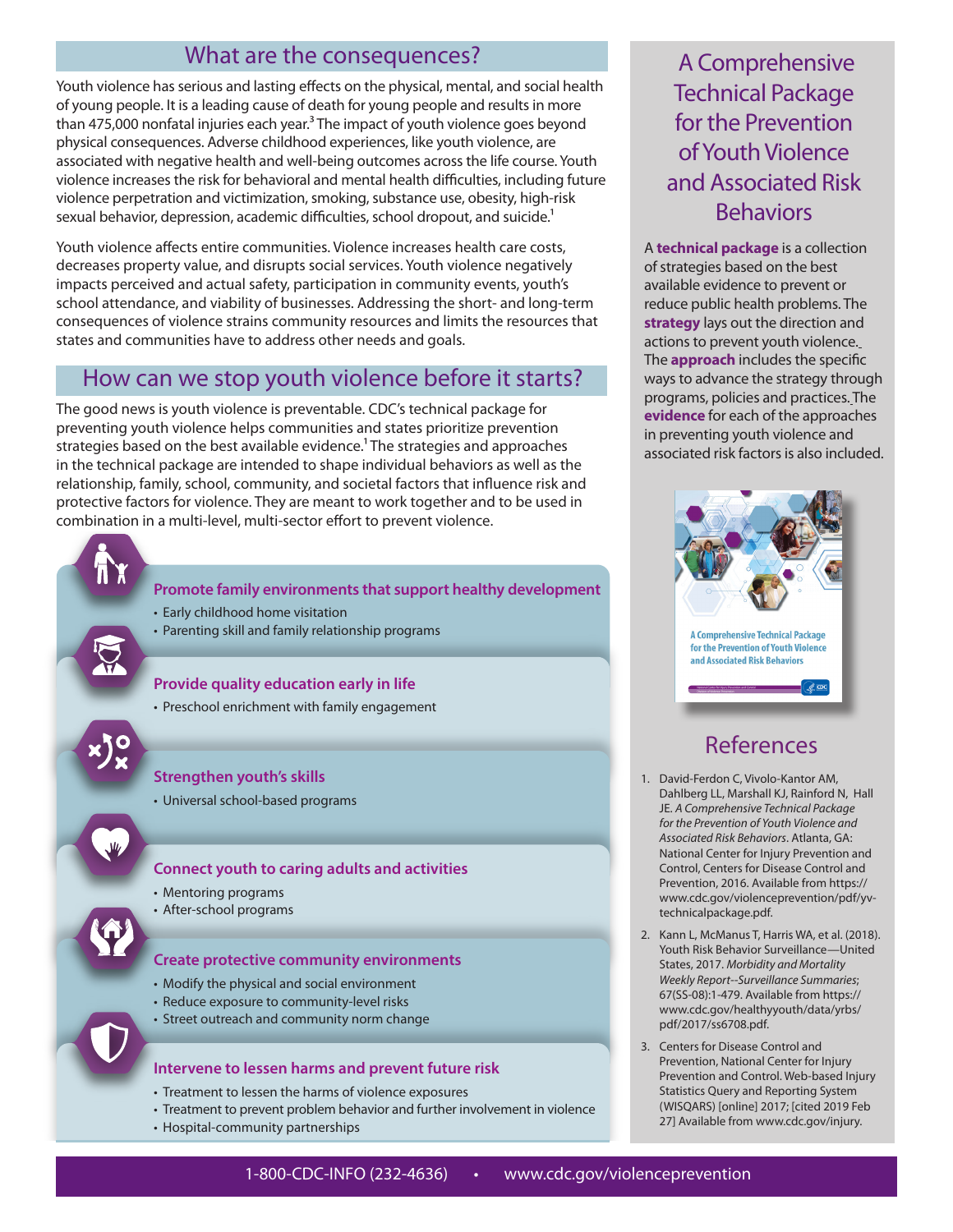## What are the consequences?

Youth violence has serious and lasting effects on the physical, mental, and social health of young people. It is a leading cause of death for young people and results in more than 475,000 nonfatal injuries each year.[3] The impact of youth violence goes beyond physical consequences. Adverse childhood experiences, like youth violence, are associated with negative health and well-being outcomes across the life course. Youth violence increases the risk for behavioral and mental health difficulties, including future violence perpetration and victimization, smoking, substance use, obesity, high-risk sexual behavior, depression, academic difficulties, school dropout, and suicide.[1]

Youth violence affects entire communities. Violence increases health care costs, decreases property value, and disrupts social services. Youth violence negatively impacts perceived and actual safety, participation in community events, youth's school attendance, and viability of businesses. Addressing the short- and long-term consequences of violence strains community resources and limits the resources that states and communities have to address other needs and goals.

## How can we stop youth violence before it starts?

The good news is youth violence is preventable. CDC's technical package for preventing youth violence helps communities and states prioritize prevention strategies based on the best available evidence.[1] The strategies and approaches in the technical package are intended to shape individual behaviors as well as the relationship, family, school, community, and societal factors that influence risk and protective factors for violence. They are meant to work together and to be used in combination in a multi-level, multi-sector effort to prevent violence.

### Promote family environments that support healthy development

- Early childhood home visitation
- Parenting skill and family relationship programs

### Provide quality education early in life

- Preschool enrichment with family engagement

### Strengthen youth's skills

- Universal school-based programs

### Connect youth to caring adults and activities

- Mentoring programs
- After-school programs

### Create protective community environments

- Modify the physical and social environment
- Reduce exposure to community-level risks
- Street outreach and community norm change

### Intervene to lessen harms and prevent future risk

- Treatment to lessen the harms of violence exposures
- Treatment to prevent problem behavior and further involvement in violence
- Hospital-community partnerships

## A Comprehensive Technical Package for the Prevention of Youth Violence and Associated Risk Behaviors

A **technical package** is a collection of strategies based on the best available evidence to prevent or reduce public health problems. The **strategy** lays out the direction and actions to prevent youth violence. The **approach** includes the specific ways to advance the strategy through programs, policies and practices. The **evidence** for each of the approaches in preventing youth violence and associated risk factors is also included.

A Comprehensive Technical Package for the Prevention of Youth Violence and Associated Risk Behaviors

## References

1. David-Ferdon C, Vivolo-Kantor AM, Dahlberg LL, Marshall KJ, Rainford N, Hall JE. *A Comprehensive Technical Package for the Prevention of Youth Violence and Associated Risk Behaviors*. Atlanta, GA: National Center for Injury Prevention and Control, Centers for Disease Control and Prevention, 2016. Available from https://www.cdc.gov/violenceprevention/pdf/yv-technicalpackage.pdf.
2. Kann L, McManus T, Harris WA, et al. (2018). Youth Risk Behavior Surveillance—United States, 2017. *Morbidity and Mortality Weekly Report--Surveillance Summaries*; 67(SS-08):1-479. Available from https://www.cdc.gov/healthyyouth/data/yrbs/pdf/2017/ss6708.pdf.
3. Centers for Disease Control and Prevention, National Center for Injury Prevention and Control. Web-based Injury Statistics Query and Reporting System (WISQARS) [online] 2017; [cited 2019 Feb 27] Available from www.cdc.gov/injury.

1-800-CDC-INFO (232-4636) • www.cdc.gov/violenceprevention